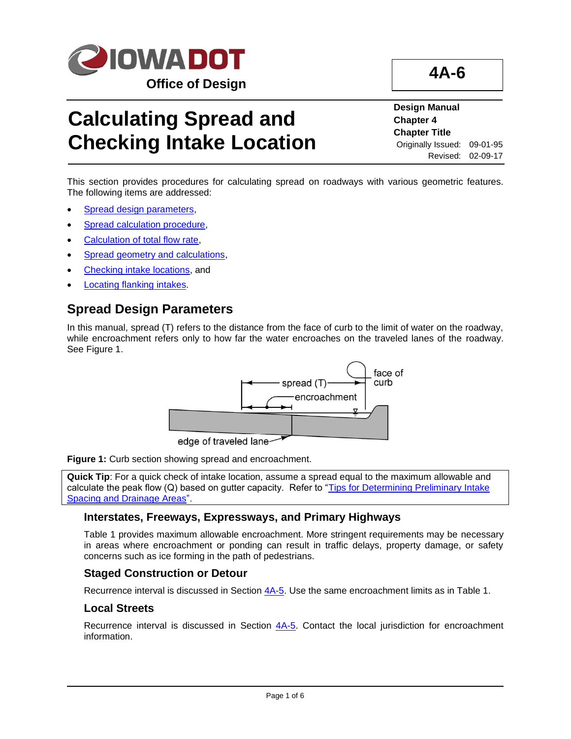**Office of Design**

**4A-6**

# Calculating Spread and Checking Intake Location

**Design Manual**
**Chapter 4**
**Chapter Title**
Originally Issued: 09-01-95
Revised: 02-09-17

This section provides procedures for calculating spread on roadways with various geometric features. The following items are addressed:

- Spread design parameters,
- Spread calculation procedure,
- Calculation of total flow rate,
- Spread geometry and calculations,
- Checking intake locations, and
- Locating flanking intakes.

## Spread Design Parameters

In this manual, spread (T) refers to the distance from the face of curb to the limit of water on the roadway, while encroachment refers only to how far the water encroaches on the traveled lanes of the roadway. See Figure 1.

**Figure 1:** Curb section showing spread and encroachment.

**Quick Tip**: For a quick check of intake location, assume a spread equal to the maximum allowable and calculate the peak flow (Q) based on gutter capacity. Refer to "Tips for Determining Preliminary Intake Spacing and Drainage Areas".

### Interstates, Freeways, Expressways, and Primary Highways

Table 1 provides maximum allowable encroachment. More stringent requirements may be necessary in areas where encroachment or ponding can result in traffic delays, property damage, or safety concerns such as ice forming in the path of pedestrians.

### Staged Construction or Detour

Recurrence interval is discussed in Section 4A-5. Use the same encroachment limits as in Table 1.

### Local Streets

Recurrence interval is discussed in Section 4A-5. Contact the local jurisdiction for encroachment information.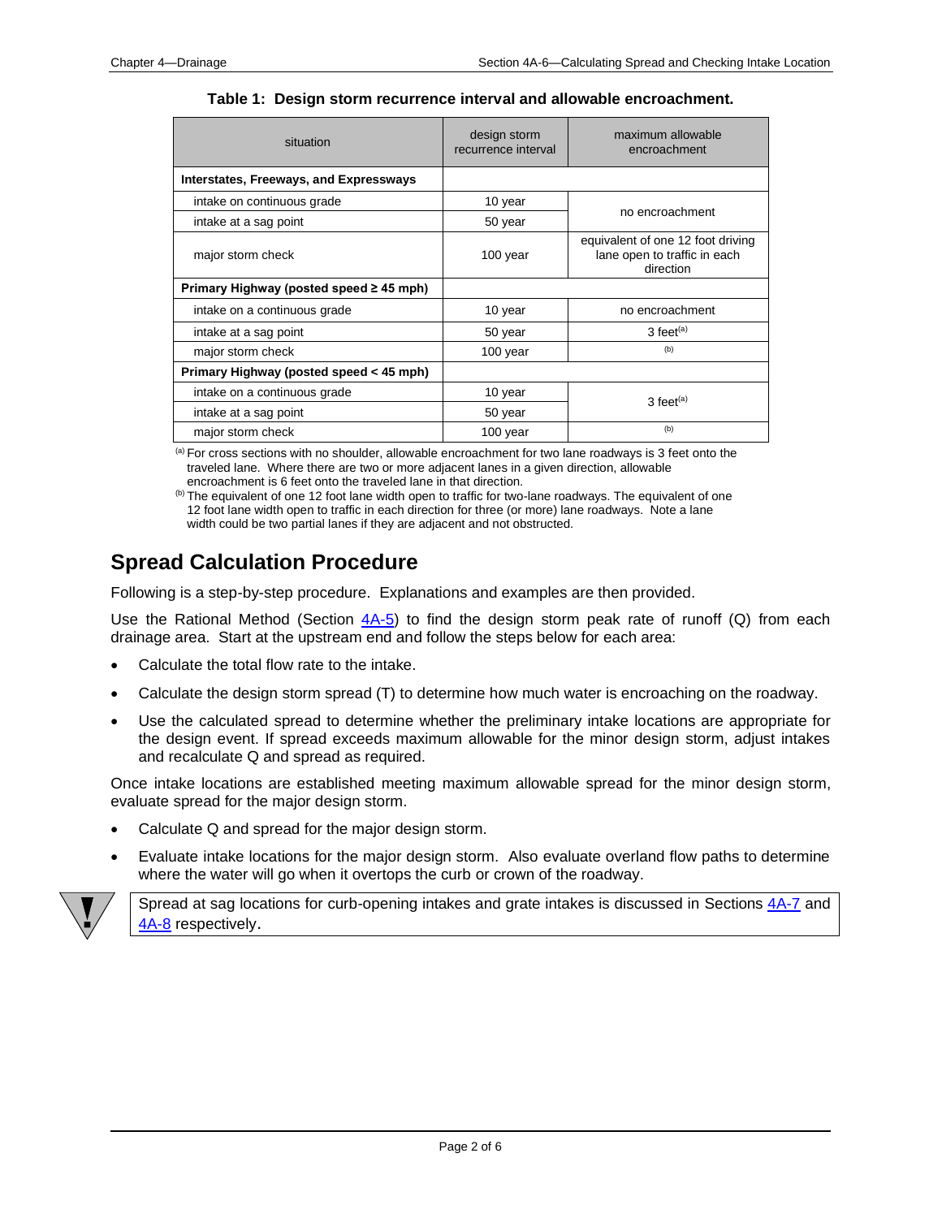**Table 1: Design storm recurrence interval and allowable encroachment.**

| situation | design storm recurrence interval | maximum allowable encroachment |
|---|---|---|
| **Interstates, Freeways, and Expressways** | | |
| intake on continuous grade | 10 year | no encroachment |
| intake at a sag point | 50 year | no encroachment |
| major storm check | 100 year | equivalent of one 12 foot driving lane open to traffic in each direction |
| **Primary Highway (posted speed ≥ 45 mph)** | | |
| intake on a continuous grade | 10 year | no encroachment |
| intake at a sag point | 50 year | 3 feet[(a)] |
| major storm check | 100 year | [(b)] |
| **Primary Highway (posted speed < 45 mph)** | | |
| intake on a continuous grade | 10 year | 3 feet[(a)] |
| intake at a sag point | 50 year | 3 feet[(a)] |
| major storm check | 100 year | [(b)] |

[(a)] For cross sections with no shoulder, allowable encroachment for two lane roadways is 3 feet onto the traveled lane. Where there are two or more adjacent lanes in a given direction, allowable encroachment is 6 feet onto the traveled lane in that direction.

[(b)] The equivalent of one 12 foot lane width open to traffic for two-lane roadways. The equivalent of one 12 foot lane width open to traffic in each direction for three (or more) lane roadways. Note a lane width could be two partial lanes if they are adjacent and not obstructed.

## Spread Calculation Procedure

Following is a step-by-step procedure. Explanations and examples are then provided.

Use the Rational Method (Section 4A-5) to find the design storm peak rate of runoff (Q) from each drainage area. Start at the upstream end and follow the steps below for each area:

- Calculate the total flow rate to the intake.
- Calculate the design storm spread (T) to determine how much water is encroaching on the roadway.
- Use the calculated spread to determine whether the preliminary intake locations are appropriate for the design event. If spread exceeds maximum allowable for the minor design storm, adjust intakes and recalculate Q and spread as required.

Once intake locations are established meeting maximum allowable spread for the minor design storm, evaluate spread for the major design storm.

- Calculate Q and spread for the major design storm.
- Evaluate intake locations for the major design storm. Also evaluate overland flow paths to determine where the water will go when it overtops the curb or crown of the roadway.

Spread at sag locations for curb-opening intakes and grate intakes is discussed in Sections 4A-7 and 4A-8 respectively.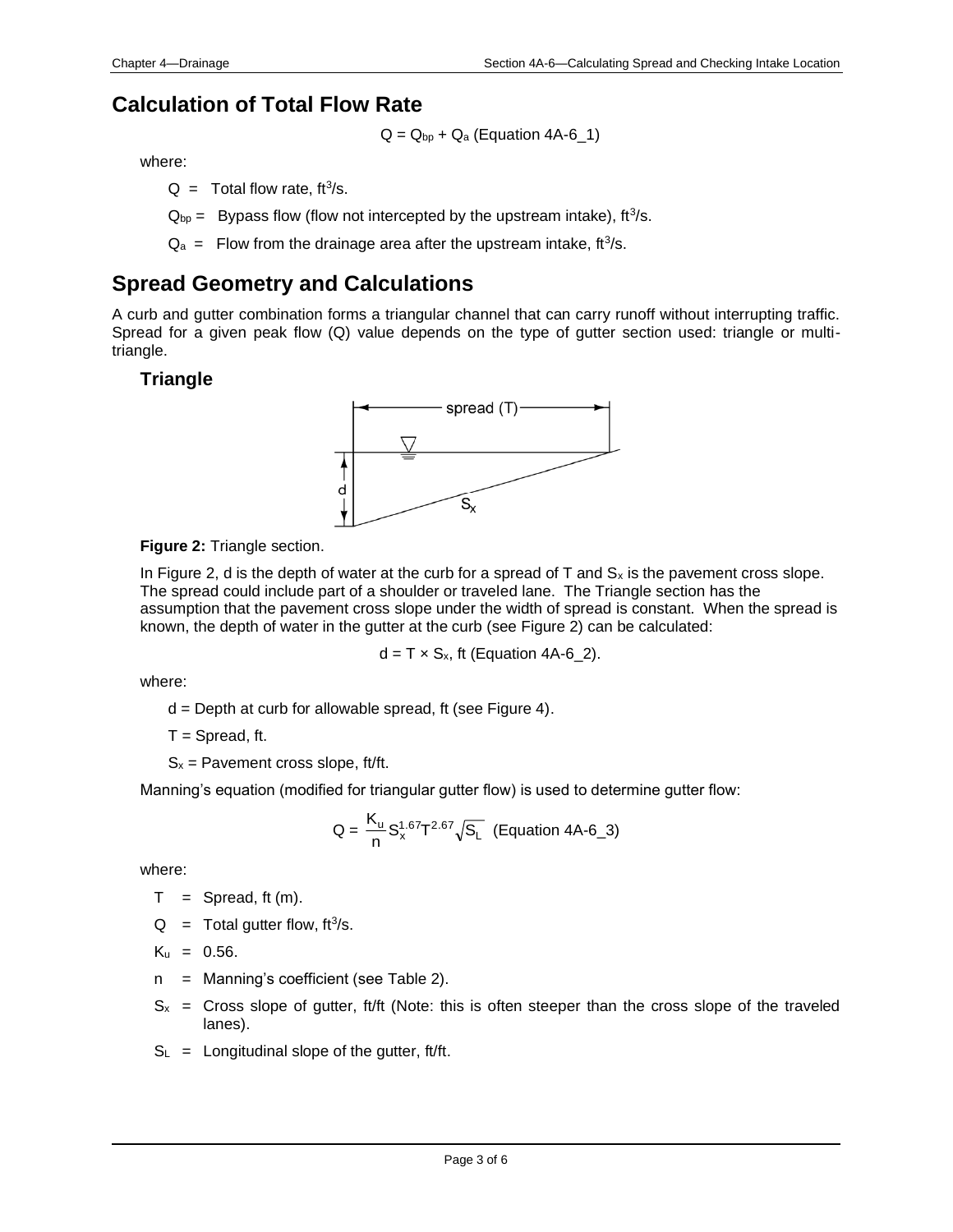## Calculation of Total Flow Rate

$$Q = Q_{bp} + Q_a \text{ (Equation 4A-6\_1)}$$

where:

$Q$ = Total flow rate, $ft^3/s$.

$Q_{bp}$ = Bypass flow (flow not intercepted by the upstream intake), $ft^3/s$.

$Q_a$ = Flow from the drainage area after the upstream intake, $ft^3/s$.

## Spread Geometry and Calculations

A curb and gutter combination forms a triangular channel that can carry runoff without interrupting traffic. Spread for a given peak flow (Q) value depends on the type of gutter section used: triangle or multi-triangle.

### Triangle

**Figure 2:** Triangle section.

In Figure 2, d is the depth of water at the curb for a spread of T and $S_x$ is the pavement cross slope. The spread could include part of a shoulder or traveled lane. The Triangle section has the assumption that the pavement cross slope under the width of spread is constant. When the spread is known, the depth of water in the gutter at the curb (see Figure 2) can be calculated:

$$d = T \times S_x, \text{ ft (Equation 4A-6\_2).}$$

where:

$d$ = Depth at curb for allowable spread, ft (see Figure 4).

$T$ = Spread, ft.

$S_x$ = Pavement cross slope, ft/ft.

Manning's equation (modified for triangular gutter flow) is used to determine gutter flow:

$$Q = \frac{K_u}{n} S_x^{1.67} T^{2.67} \sqrt{S_L} \text{ (Equation 4A-6\_3)}$$

where:

$T$ = Spread, ft (m).

$Q$ = Total gutter flow, $ft^3/s$.

$K_u$ = 0.56.

$n$ = Manning's coefficient (see Table 2).

$S_x$ = Cross slope of gutter, ft/ft (Note: this is often steeper than the cross slope of the traveled lanes).

$S_L$ = Longitudinal slope of the gutter, ft/ft.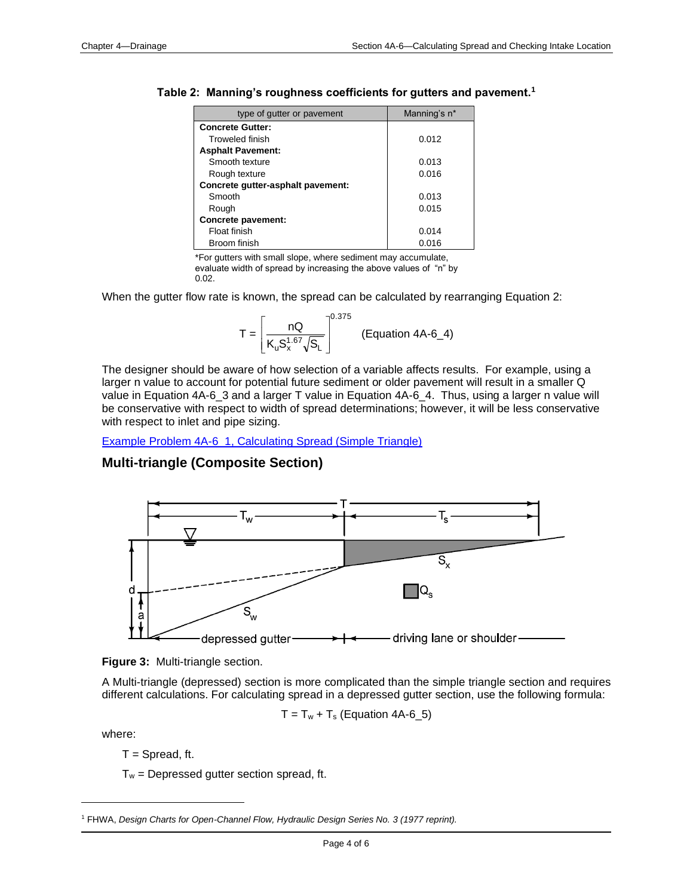**Table 2: Manning's roughness coefficients for gutters and pavement.**[1]

| type of gutter or pavement | Manning's n* |
|---|---|
| **Concrete Gutter:** | |
| Troweled finish | 0.012 |
| **Asphalt Pavement:** | |
| Smooth texture | 0.013 |
| Rough texture | 0.016 |
| **Concrete gutter-asphalt pavement:** | |
| Smooth | 0.013 |
| Rough | 0.015 |
| **Concrete pavement:** | |
| Float finish | 0.014 |
| Broom finish | 0.016 |

*For gutters with small slope, where sediment may accumulate, evaluate width of spread by increasing the above values of "n" by 0.02.

When the gutter flow rate is known, the spread can be calculated by rearranging Equation 2:

$$T = \left[\frac{nQ}{K_u S_x^{1.67} \sqrt{S_L}}\right]^{0.375} \quad \text{(Equation 4A-6\_4)}$$

The designer should be aware of how selection of a variable affects results. For example, using a larger n value to account for potential future sediment or older pavement will result in a smaller Q value in Equation 4A-6_3 and a larger T value in Equation 4A-6_4. Thus, using a larger n value will be conservative with respect to width of spread determinations; however, it will be less conservative with respect to inlet and pipe sizing.

[Example Problem 4A-6_1, Calculating Spread (Simple Triangle)]

## Multi-triangle (Composite Section)

**Figure 3:** Multi-triangle section.

A Multi-triangle (depressed) section is more complicated than the simple triangle section and requires different calculations. For calculating spread in a depressed gutter section, use the following formula:

$$T = T_w + T_s \text{ (Equation 4A-6\_5)}$$

where:

$T$ = Spread, ft.

$T_w$ = Depressed gutter section spread, ft.

[1] FHWA, *Design Charts for Open-Channel Flow, Hydraulic Design Series No. 3 (1977 reprint).*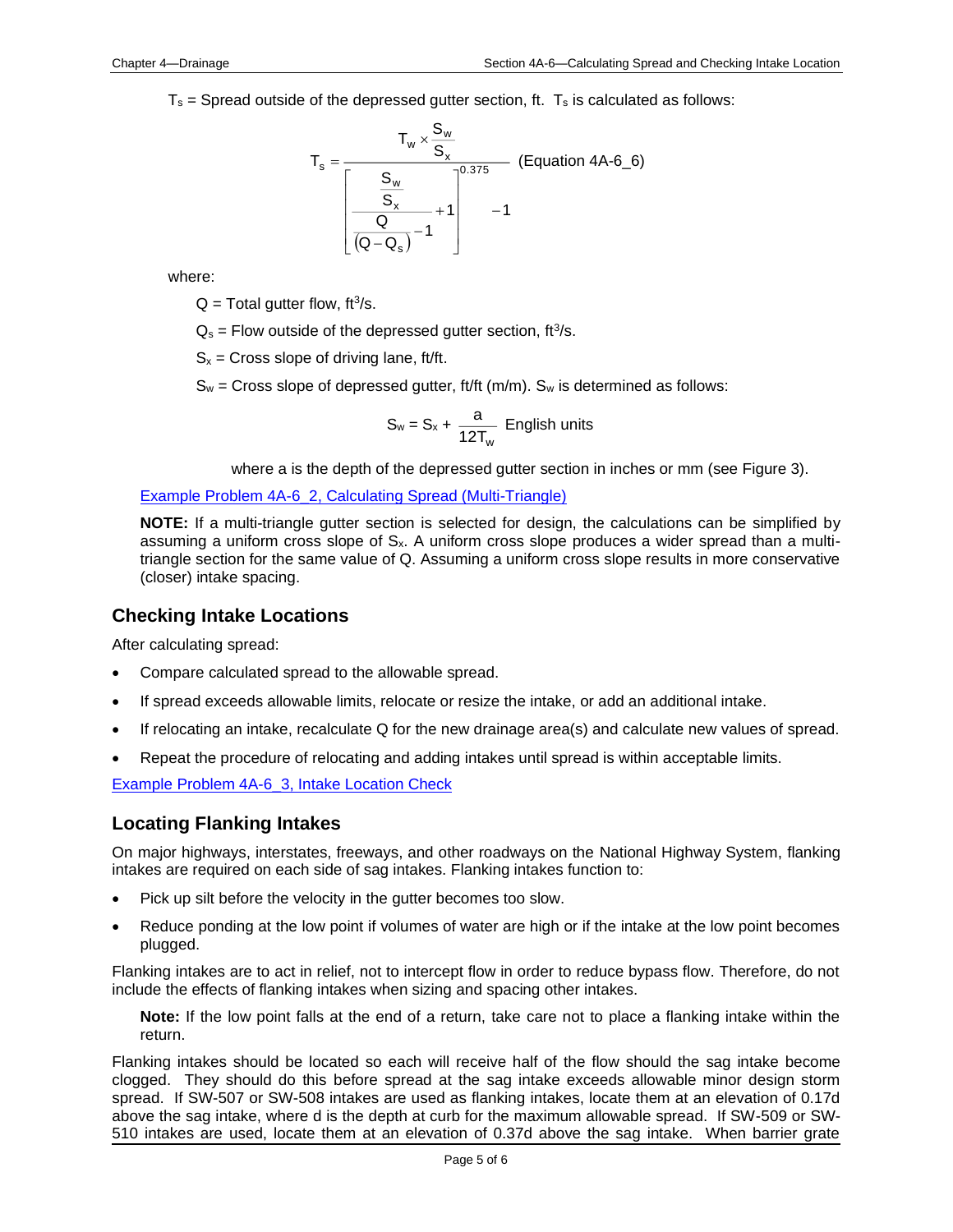$T_s$ = Spread outside of the depressed gutter section, ft. $T_s$ is calculated as follows:

$$T_s = \frac{T_w \times \frac{S_w}{S_x}}{\left[\frac{\frac{S_w}{S_x}}{\frac{Q}{(Q-Q_s)}-1}+1\right]^{0.375}-1} \quad \text{(Equation 4A-6\_6)}$$

where:

$Q$ = Total gutter flow, $ft^3/s$.

$Q_s$ = Flow outside of the depressed gutter section, $ft^3/s$.

$S_x$ = Cross slope of driving lane, ft/ft.

$S_w$ = Cross slope of depressed gutter, ft/ft (m/m). $S_w$ is determined as follows:

$$S_w = S_x + \frac{a}{12T_w} \quad \text{English units}$$

where a is the depth of the depressed gutter section in inches or mm (see Figure 3).

Example Problem 4A-6_2, Calculating Spread (Multi-Triangle)

**NOTE:** If a multi-triangle gutter section is selected for design, the calculations can be simplified by assuming a uniform cross slope of $S_x$. A uniform cross slope produces a wider spread than a multi-triangle section for the same value of Q. Assuming a uniform cross slope results in more conservative (closer) intake spacing.

## Checking Intake Locations

After calculating spread:

- Compare calculated spread to the allowable spread.
- If spread exceeds allowable limits, relocate or resize the intake, or add an additional intake.
- If relocating an intake, recalculate Q for the new drainage area(s) and calculate new values of spread.
- Repeat the procedure of relocating and adding intakes until spread is within acceptable limits.

Example Problem 4A-6_3, Intake Location Check

## Locating Flanking Intakes

On major highways, interstates, freeways, and other roadways on the National Highway System, flanking intakes are required on each side of sag intakes. Flanking intakes function to:

- Pick up silt before the velocity in the gutter becomes too slow.
- Reduce ponding at the low point if volumes of water are high or if the intake at the low point becomes plugged.

Flanking intakes are to act in relief, not to intercept flow in order to reduce bypass flow. Therefore, do not include the effects of flanking intakes when sizing and spacing other intakes.

**Note:** If the low point falls at the end of a return, take care not to place a flanking intake within the return.

Flanking intakes should be located so each will receive half of the flow should the sag intake become clogged. They should do this before spread at the sag intake exceeds allowable minor design storm spread. If SW-507 or SW-508 intakes are used as flanking intakes, locate them at an elevation of 0.17d above the sag intake, where d is the depth at curb for the maximum allowable spread. If SW-509 or SW-510 intakes are used, locate them at an elevation of 0.37d above the sag intake. When barrier grate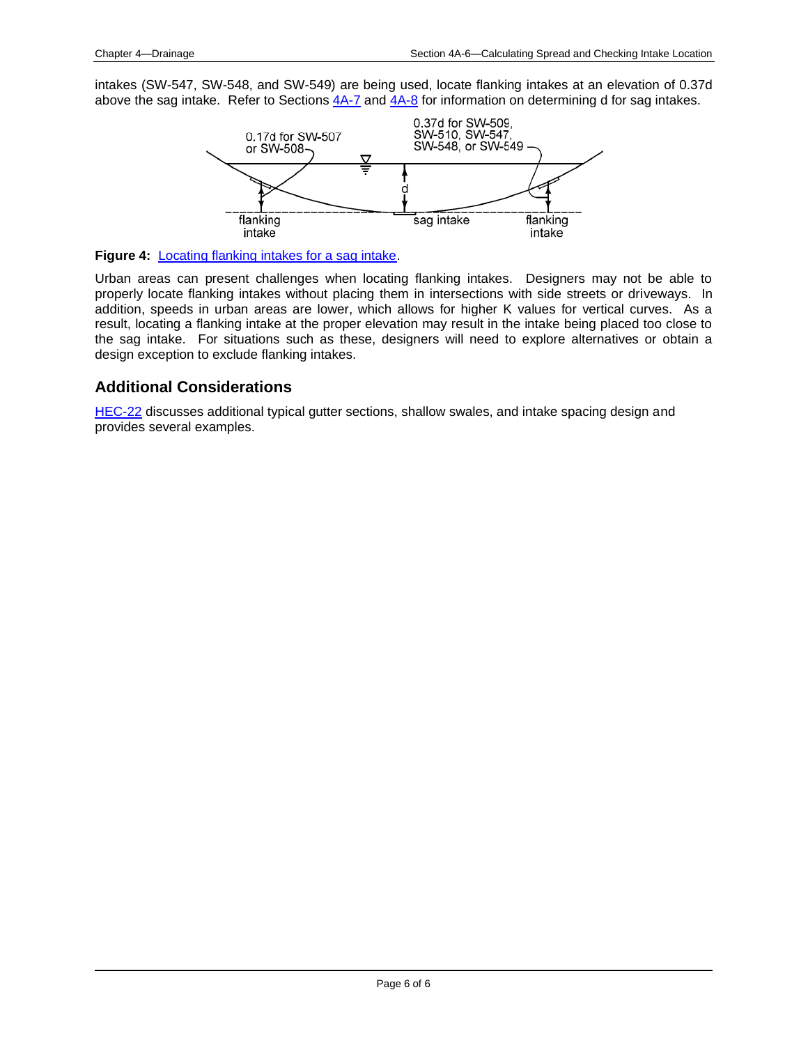intakes (SW-547, SW-548, and SW-549) are being used, locate flanking intakes at an elevation of 0.37d above the sag intake. Refer to Sections 4A-7 and 4A-8 for information on determining d for sag intakes.

**Figure 4:** Locating flanking intakes for a sag intake.

Urban areas can present challenges when locating flanking intakes. Designers may not be able to properly locate flanking intakes without placing them in intersections with side streets or driveways. In addition, speeds in urban areas are lower, which allows for higher K values for vertical curves. As a result, locating a flanking intake at the proper elevation may result in the intake being placed too close to the sag intake. For situations such as these, designers will need to explore alternatives or obtain a design exception to exclude flanking intakes.

## Additional Considerations

HEC-22 discusses additional typical gutter sections, shallow swales, and intake spacing design and provides several examples.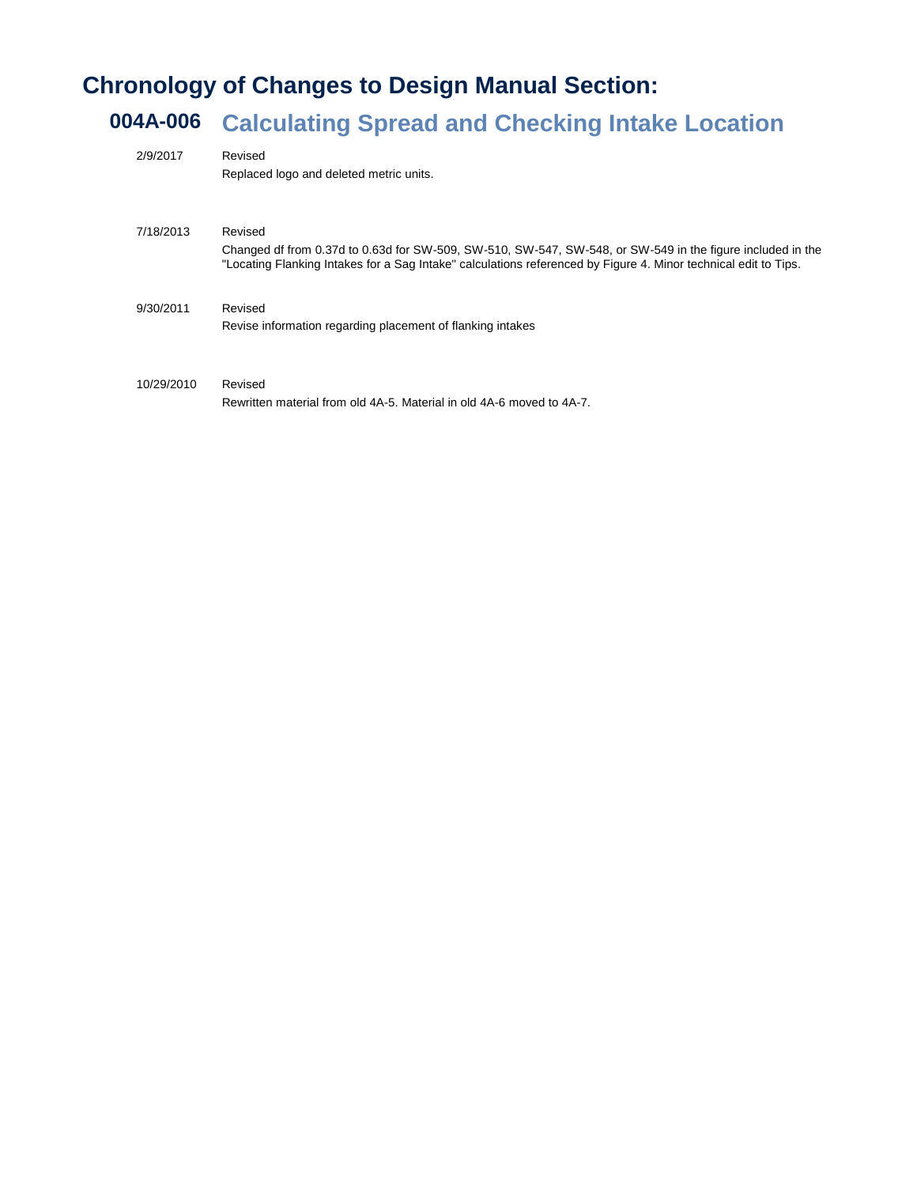# Chronology of Changes to Design Manual Section:

## 004A-006 Calculating Spread and Checking Intake Location

2/9/2017 Revised

Replaced logo and deleted metric units.

7/18/2013 Revised

Changed df from 0.37d to 0.63d for SW-509, SW-510, SW-547, SW-548, or SW-549 in the figure included in the "Locating Flanking Intakes for a Sag Intake" calculations referenced by Figure 4. Minor technical edit to Tips.

9/30/2011 Revised

Revise information regarding placement of flanking intakes

10/29/2010 Revised

Rewritten material from old 4A-5. Material in old 4A-6 moved to 4A-7.